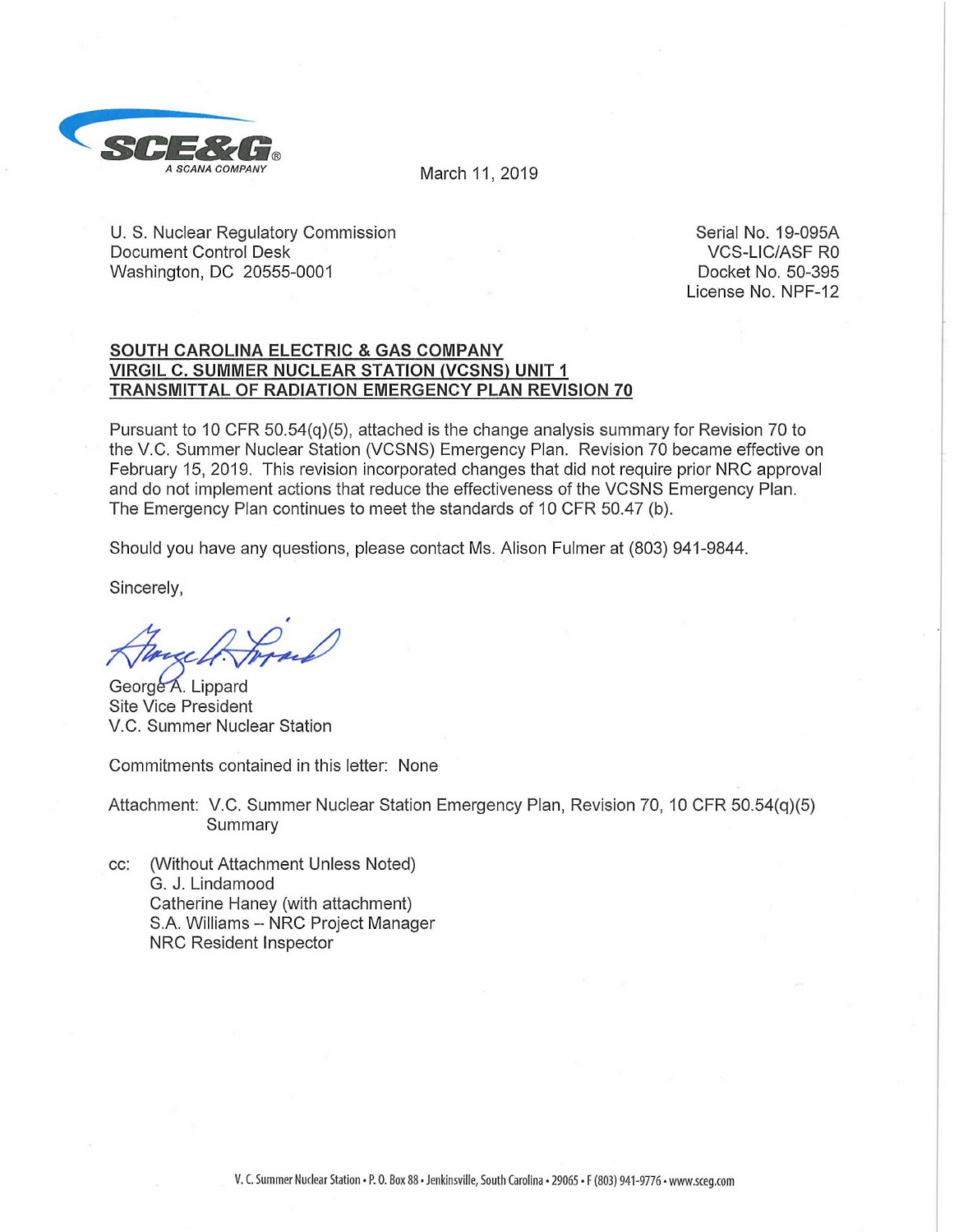SCE&G®
A SCANA COMPANY

March 11, 2019

U. S. Nuclear Regulatory Commission
Document Control Desk
Washington, DC 20555-0001

Serial No. 19-095A
VCS-LIC/ASF R0
Docket No. 50-395
License No. NPF-12

**SOUTH CAROLINA ELECTRIC & GAS COMPANY**
**VIRGIL C. SUMMER NUCLEAR STATION (VCSNS) UNIT 1**
**TRANSMITTAL OF RADIATION EMERGENCY PLAN REVISION 70**

Pursuant to 10 CFR 50.54(q)(5), attached is the change analysis summary for Revision 70 to the V.C. Summer Nuclear Station (VCSNS) Emergency Plan. Revision 70 became effective on February 15, 2019. This revision incorporated changes that did not require prior NRC approval and do not implement actions that reduce the effectiveness of the VCSNS Emergency Plan. The Emergency Plan continues to meet the standards of 10 CFR 50.47 (b).

Should you have any questions, please contact Ms. Alison Fulmer at (803) 941-9844.

Sincerely,

George A. Lippard
Site Vice President
V.C. Summer Nuclear Station

Commitments contained in this letter: None

Attachment: V.C. Summer Nuclear Station Emergency Plan, Revision 70, 10 CFR 50.54(q)(5) Summary

cc: (Without Attachment Unless Noted)
G. J. Lindamood
Catherine Haney (with attachment)
S.A. Williams -- NRC Project Manager
NRC Resident Inspector

V. C. Summer Nuclear Station • P. O. Box 88 • Jenkinsville, South Carolina • 29065 • F (803) 941-9776 • www.sceg.com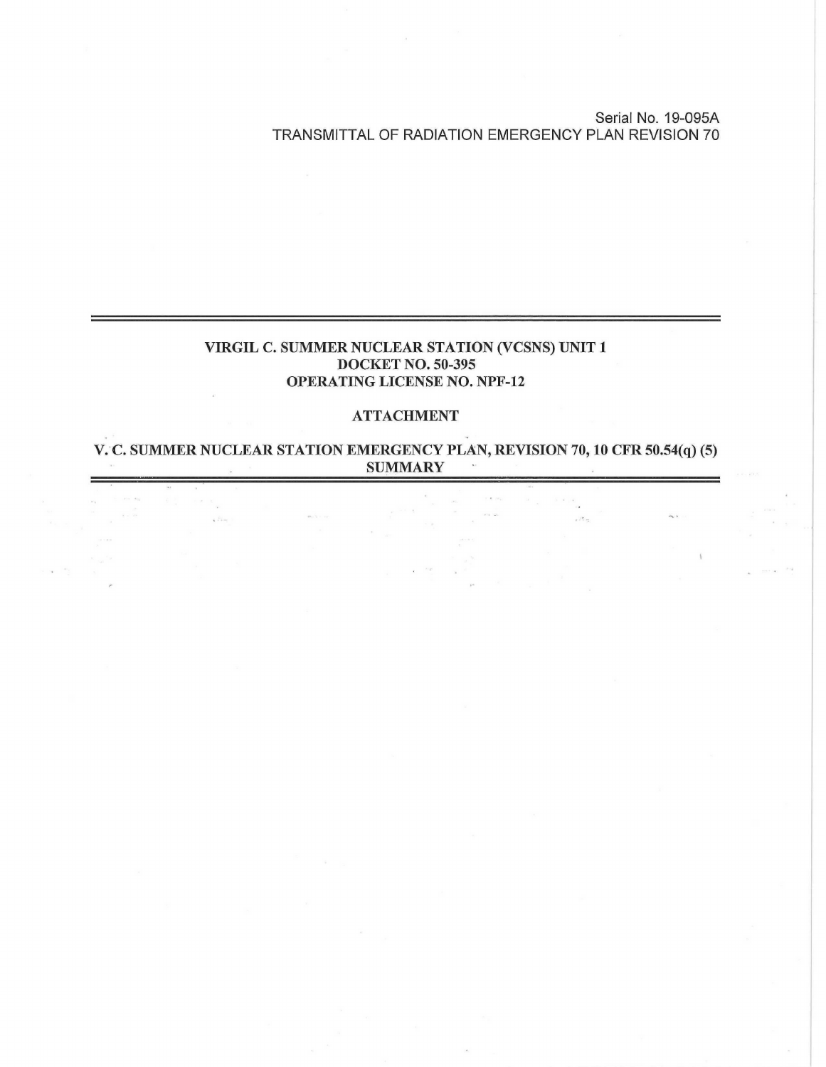Serial No. 19-095A
TRANSMITTAL OF RADIATION EMERGENCY PLAN REVISION 70

---

**VIRGIL C. SUMMER NUCLEAR STATION (VCSNS) UNIT 1**
**DOCKET NO. 50-395**
**OPERATING LICENSE NO. NPF-12**

**ATTACHMENT**

**V. C. SUMMER NUCLEAR STATION EMERGENCY PLAN, REVISION 70, 10 CFR 50.54(q) (5) SUMMARY**

---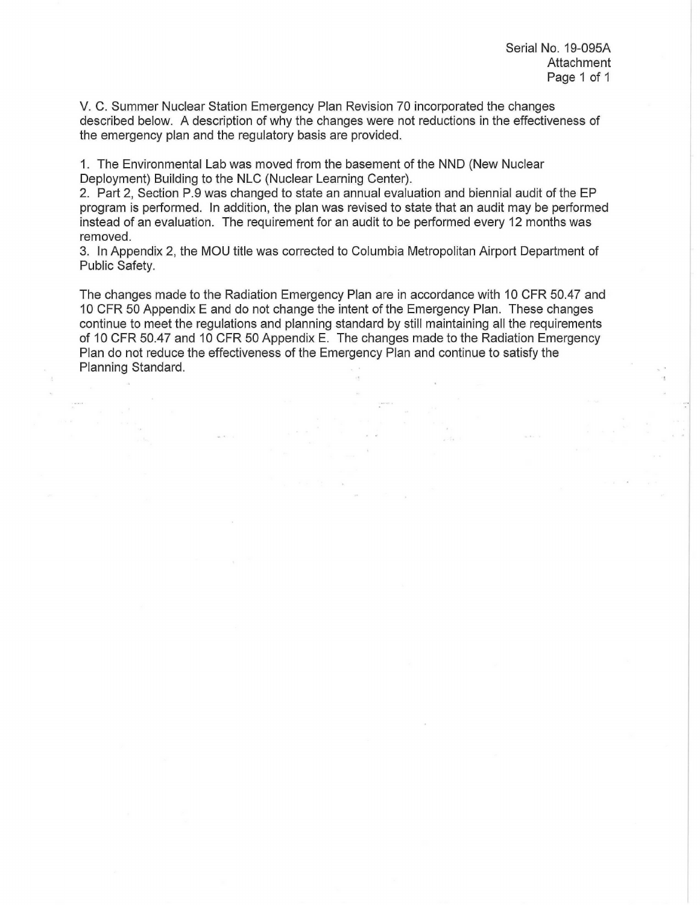V. C. Summer Nuclear Station Emergency Plan Revision 70 incorporated the changes described below. A description of why the changes were not reductions in the effectiveness of the emergency plan and the regulatory basis are provided.

1. The Environmental Lab was moved from the basement of the NND (New Nuclear Deployment) Building to the NLC (Nuclear Learning Center).
2. Part 2, Section P.9 was changed to state an annual evaluation and biennial audit of the EP program is performed. In addition, the plan was revised to state that an audit may be performed instead of an evaluation. The requirement for an audit to be performed every 12 months was removed.
3. In Appendix 2, the MOU title was corrected to Columbia Metropolitan Airport Department of Public Safety.

The changes made to the Radiation Emergency Plan are in accordance with 10 CFR 50.47 and 10 CFR 50 Appendix E and do not change the intent of the Emergency Plan. These changes continue to meet the regulations and planning standard by still maintaining all the requirements of 10 CFR 50.47 and 10 CFR 50 Appendix E. The changes made to the Radiation Emergency Plan do not reduce the effectiveness of the Emergency Plan and continue to satisfy the Planning Standard.